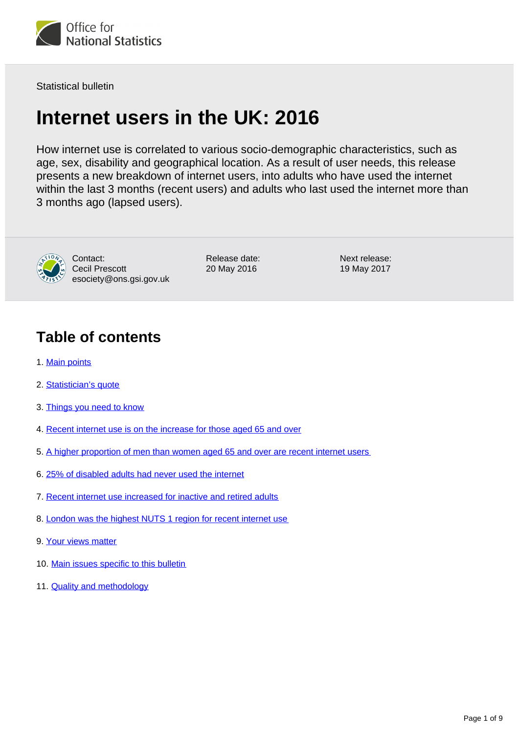Office for National Statistics

Statistical bulletin

# Internet users in the UK: 2016

How internet use is correlated to various socio-demographic characteristics, such as age, sex, disability and geographical location. As a result of user needs, this release presents a new breakdown of internet users, into adults who have used the internet within the last 3 months (recent users) and adults who last used the internet more than 3 months ago (lapsed users).

Contact:
Cecil Prescott
esociety@ons.gsi.gov.uk

Release date:
20 May 2016

Next release:
19 May 2017

## Table of contents

1. Main points
2. Statistician's quote
3. Things you need to know
4. Recent internet use is on the increase for those aged 65 and over
5. A higher proportion of men than women aged 65 and over are recent internet users
6. 25% of disabled adults had never used the internet
7. Recent internet use increased for inactive and retired adults
8. London was the highest NUTS 1 region for recent internet use
9. Your views matter
10. Main issues specific to this bulletin
11. Quality and methodology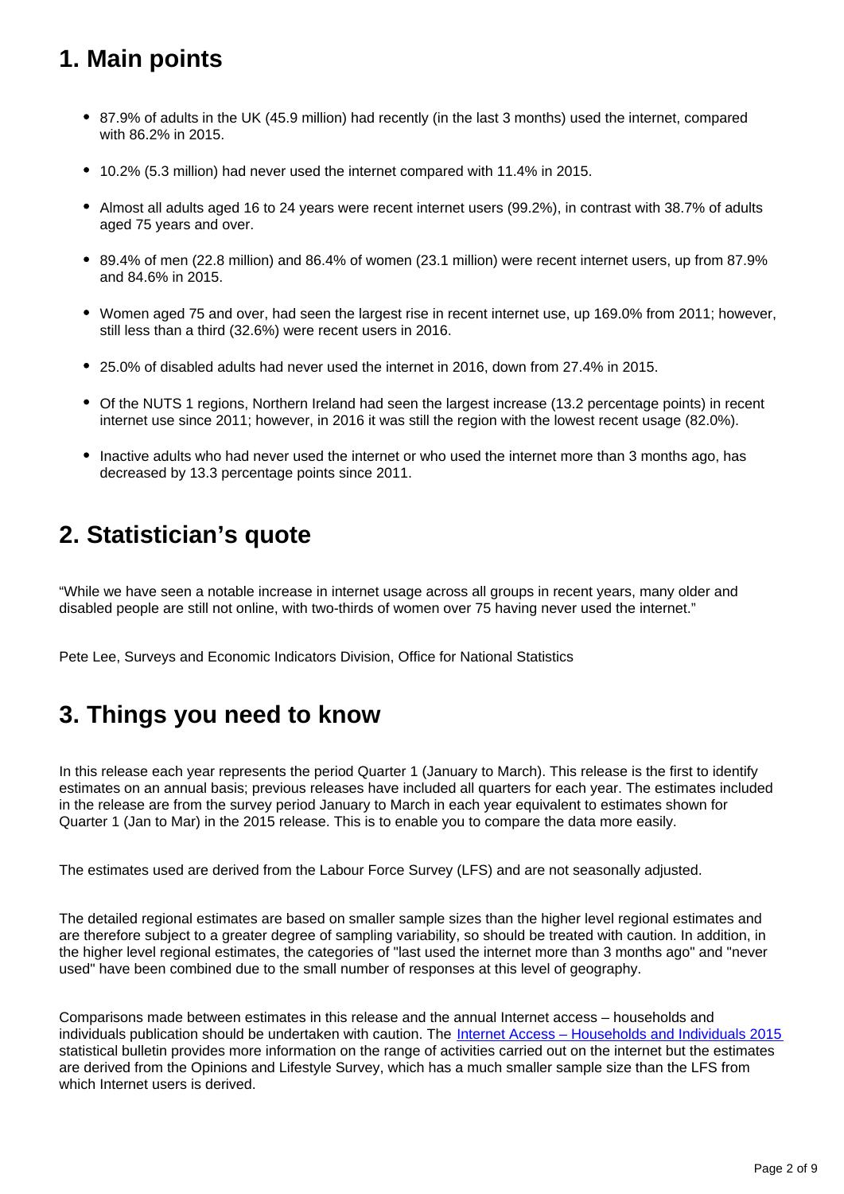## 1. Main points

- 87.9% of adults in the UK (45.9 million) had recently (in the last 3 months) used the internet, compared with 86.2% in 2015.
- 10.2% (5.3 million) had never used the internet compared with 11.4% in 2015.
- Almost all adults aged 16 to 24 years were recent internet users (99.2%), in contrast with 38.7% of adults aged 75 years and over.
- 89.4% of men (22.8 million) and 86.4% of women (23.1 million) were recent internet users, up from 87.9% and 84.6% in 2015.
- Women aged 75 and over, had seen the largest rise in recent internet use, up 169.0% from 2011; however, still less than a third (32.6%) were recent users in 2016.
- 25.0% of disabled adults had never used the internet in 2016, down from 27.4% in 2015.
- Of the NUTS 1 regions, Northern Ireland had seen the largest increase (13.2 percentage points) in recent internet use since 2011; however, in 2016 it was still the region with the lowest recent usage (82.0%).
- Inactive adults who had never used the internet or who used the internet more than 3 months ago, has decreased by 13.3 percentage points since 2011.

## 2. Statistician's quote

"While we have seen a notable increase in internet usage across all groups in recent years, many older and disabled people are still not online, with two-thirds of women over 75 having never used the internet."

Pete Lee, Surveys and Economic Indicators Division, Office for National Statistics

## 3. Things you need to know

In this release each year represents the period Quarter 1 (January to March). This release is the first to identify estimates on an annual basis; previous releases have included all quarters for each year. The estimates included in the release are from the survey period January to March in each year equivalent to estimates shown for Quarter 1 (Jan to Mar) in the 2015 release. This is to enable you to compare the data more easily.

The estimates used are derived from the Labour Force Survey (LFS) and are not seasonally adjusted.

The detailed regional estimates are based on smaller sample sizes than the higher level regional estimates and are therefore subject to a greater degree of sampling variability, so should be treated with caution. In addition, in the higher level regional estimates, the categories of "last used the internet more than 3 months ago" and "never used" have been combined due to the small number of responses at this level of geography.

Comparisons made between estimates in this release and the annual Internet access – households and individuals publication should be undertaken with caution. The Internet Access – Households and Individuals 2015 statistical bulletin provides more information on the range of activities carried out on the internet but the estimates are derived from the Opinions and Lifestyle Survey, which has a much smaller sample size than the LFS from which Internet users is derived.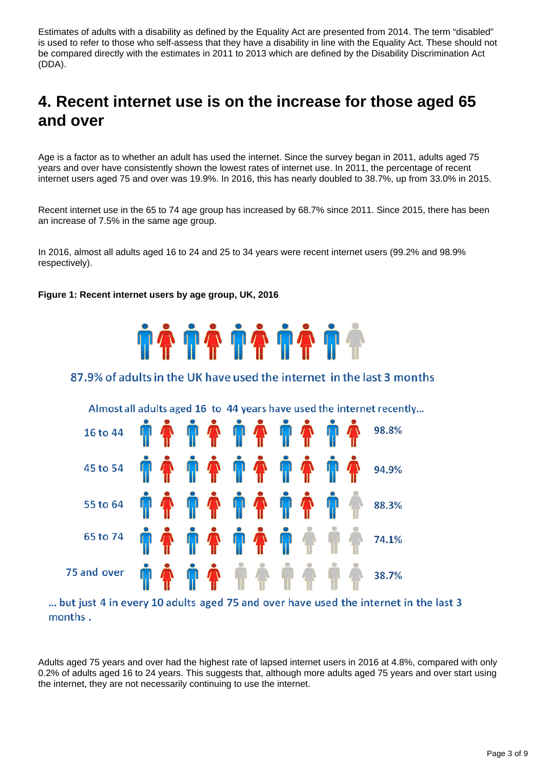Estimates of adults with a disability as defined by the Equality Act are presented from 2014. The term "disabled" is used to refer to those who self-assess that they have a disability in line with the Equality Act. These should not be compared directly with the estimates in 2011 to 2013 which are defined by the Disability Discrimination Act (DDA).

## 4. Recent internet use is on the increase for those aged 65 and over

Age is a factor as to whether an adult has used the internet. Since the survey began in 2011, adults aged 75 years and over have consistently shown the lowest rates of internet use. In 2011, the percentage of recent internet users aged 75 and over was 19.9%. In 2016, this has nearly doubled to 38.7%, up from 33.0% in 2015.

Recent internet use in the 65 to 74 age group has increased by 68.7% since 2011. Since 2015, there has been an increase of 7.5% in the same age group.

In 2016, almost all adults aged 16 to 24 and 25 to 34 years were recent internet users (99.2% and 98.9% respectively).

**Figure 1: Recent internet users by age group, UK, 2016**

87.9% of adults in the UK have used the internet in the last 3 months

Almost all adults aged 16 to 44 years have used the internet recently...

| Age group | Recent internet users |
| --- | --- |
| 16 to 44 | 98.8% |
| 45 to 54 | 94.9% |
| 55 to 64 | 88.3% |
| 65 to 74 | 74.1% |
| 75 and over | 38.7% |

... but just 4 in every 10 adults aged 75 and over have used the internet in the last 3 months .

Adults aged 75 years and over had the highest rate of lapsed internet users in 2016 at 4.8%, compared with only 0.2% of adults aged 16 to 24 years. This suggests that, although more adults aged 75 years and over start using the internet, they are not necessarily continuing to use the internet.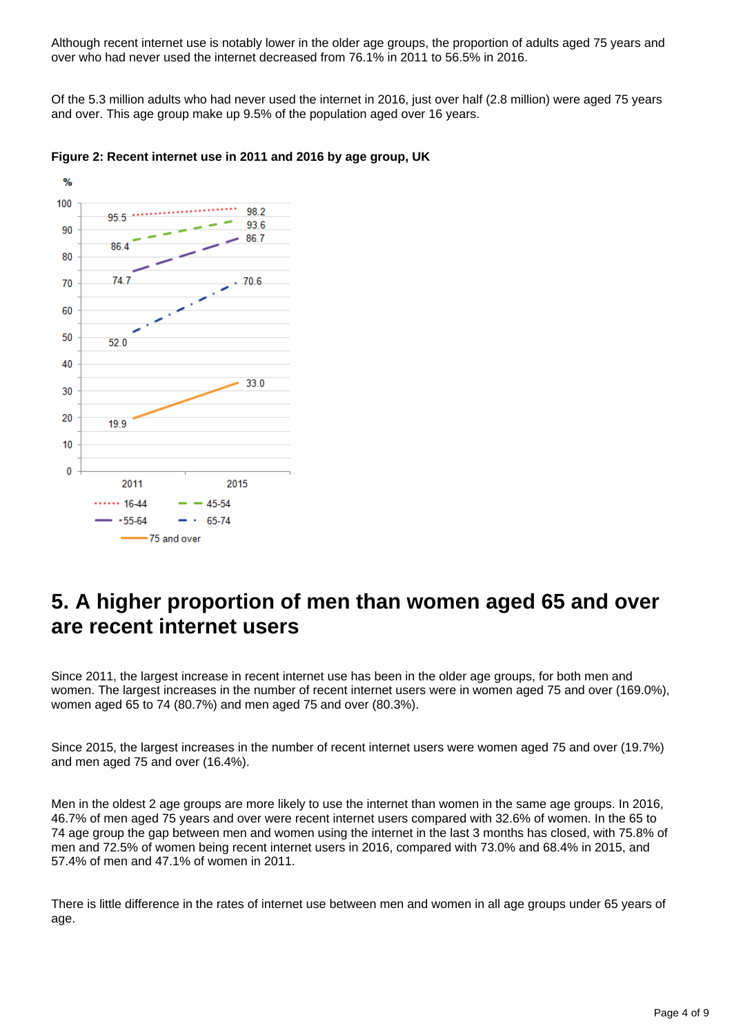Although recent internet use is notably lower in the older age groups, the proportion of adults aged 75 years and over who had never used the internet decreased from 76.1% in 2011 to 56.5% in 2016.

Of the 5.3 million adults who had never used the internet in 2016, just over half (2.8 million) were aged 75 years and over. This age group make up 9.5% of the population aged over 16 years.

**Figure 2: Recent internet use in 2011 and 2016 by age group, UK**

| Age group | 2011 (%) | 2015 (%) |
|---|---|---|
| 16-44 | 95.5 | 98.2 |
| 45-54 | 86.4 | 93.6 |
| 55-64 | 74.7 | 86.7 |
| 65-74 | 52.0 | 70.6 |
| 75 and over | 19.9 | 33.0 |

## 5. A higher proportion of men than women aged 65 and over are recent internet users

Since 2011, the largest increase in recent internet use has been in the older age groups, for both men and women. The largest increases in the number of recent internet users were in women aged 75 and over (169.0%), women aged 65 to 74 (80.7%) and men aged 75 and over (80.3%).

Since 2015, the largest increases in the number of recent internet users were women aged 75 and over (19.7%) and men aged 75 and over (16.4%).

Men in the oldest 2 age groups are more likely to use the internet than women in the same age groups. In 2016, 46.7% of men aged 75 years and over were recent internet users compared with 32.6% of women. In the 65 to 74 age group the gap between men and women using the internet in the last 3 months has closed, with 75.8% of men and 72.5% of women being recent internet users in 2016, compared with 73.0% and 68.4% in 2015, and 57.4% of men and 47.1% of women in 2011.

There is little difference in the rates of internet use between men and women in all age groups under 65 years of age.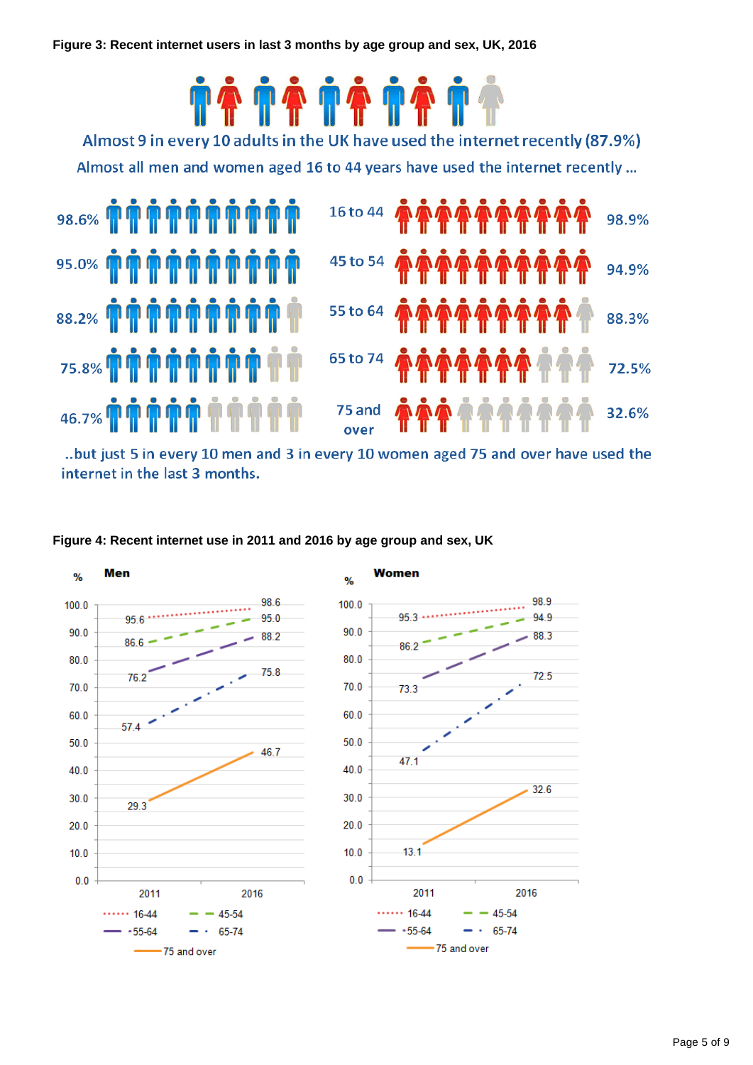**Figure 3: Recent internet users in last 3 months by age group and sex, UK, 2016**

Almost 9 in every 10 adults in the UK have used the internet recently (87.9%)

Almost all men and women aged 16 to 44 years have used the internet recently ...

| Men | Age group | Women |
|---|---|---|
| 98.6% | 16 to 44 | 98.9% |
| 95.0% | 45 to 54 | 94.9% |
| 88.2% | 55 to 64 | 88.3% |
| 75.8% | 65 to 74 | 72.5% |
| 46.7% | 75 and over | 32.6% |

..but just 5 in every 10 men and 3 in every 10 women aged 75 and over have used the internet in the last 3 months.

**Figure 4: Recent internet use in 2011 and 2016 by age group and sex, UK**

Men (%)

| Age group | 2011 | 2016 |
|---|---|---|
| 16-44 | 95.6 | 98.6 |
| 45-54 | 86.6 | 95.0 |
| 55-64 | 76.2 | 88.2 |
| 65-74 | 57.4 | 75.8 |
| 75 and over | 29.3 | 46.7 |

Women (%)

| Age group | 2011 | 2016 |
|---|---|---|
| 16-44 | 95.3 | 98.9 |
| 45-54 | 86.2 | 94.9 |
| 55-64 | 73.3 | 88.3 |
| 65-74 | 47.1 | 72.5 |
| 75 and over | 13.1 | 32.6 |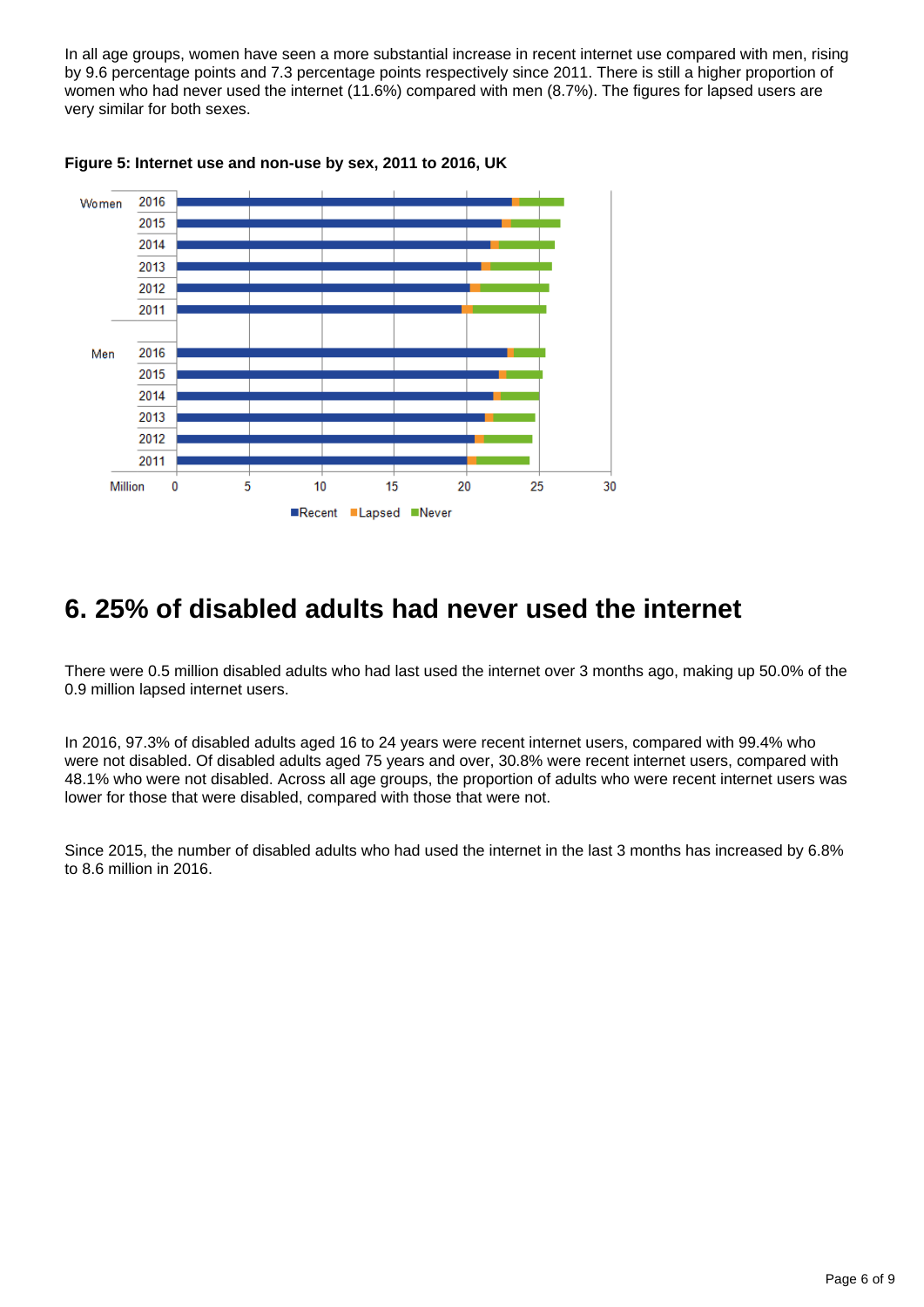In all age groups, women have seen a more substantial increase in recent internet use compared with men, rising by 9.6 percentage points and 7.3 percentage points respectively since 2011. There is still a higher proportion of women who had never used the internet (11.6%) compared with men (8.7%). The figures for lapsed users are very similar for both sexes.

**Figure 5: Internet use and non-use by sex, 2011 to 2016, UK**

# 6. 25% of disabled adults had never used the internet

There were 0.5 million disabled adults who had last used the internet over 3 months ago, making up 50.0% of the 0.9 million lapsed internet users.

In 2016, 97.3% of disabled adults aged 16 to 24 years were recent internet users, compared with 99.4% who were not disabled. Of disabled adults aged 75 years and over, 30.8% were recent internet users, compared with 48.1% who were not disabled. Across all age groups, the proportion of adults who were recent internet users was lower for those that were disabled, compared with those that were not.

Since 2015, the number of disabled adults who had used the internet in the last 3 months has increased by 6.8% to 8.6 million in 2016.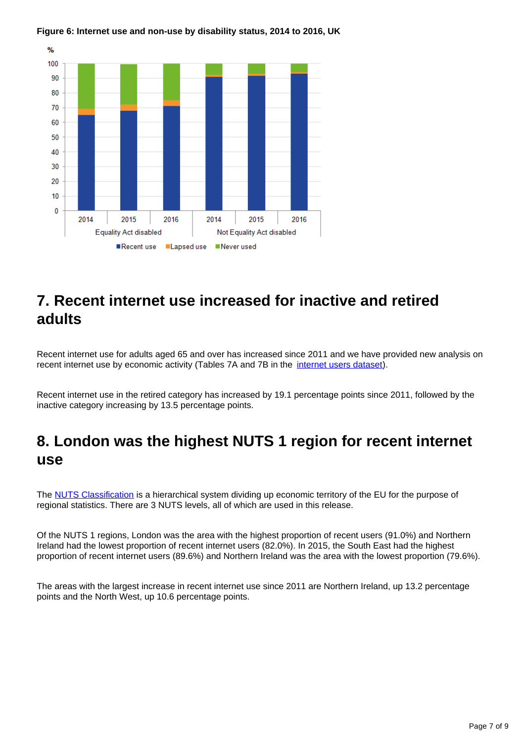**Figure 6: Internet use and non-use by disability status, 2014 to 2016, UK**

## 7. Recent internet use increased for inactive and retired adults

Recent internet use for adults aged 65 and over has increased since 2011 and we have provided new analysis on recent internet use by economic activity (Tables 7A and 7B in the internet users dataset).

Recent internet use in the retired category has increased by 19.1 percentage points since 2011, followed by the inactive category increasing by 13.5 percentage points.

## 8. London was the highest NUTS 1 region for recent internet use

The NUTS Classification is a hierarchical system dividing up economic territory of the EU for the purpose of regional statistics. There are 3 NUTS levels, all of which are used in this release.

Of the NUTS 1 regions, London was the area with the highest proportion of recent users (91.0%) and Northern Ireland had the lowest proportion of recent internet users (82.0%). In 2015, the South East had the highest proportion of recent internet users (89.6%) and Northern Ireland was the area with the lowest proportion (79.6%).

The areas with the largest increase in recent internet use since 2011 are Northern Ireland, up 13.2 percentage points and the North West, up 10.6 percentage points.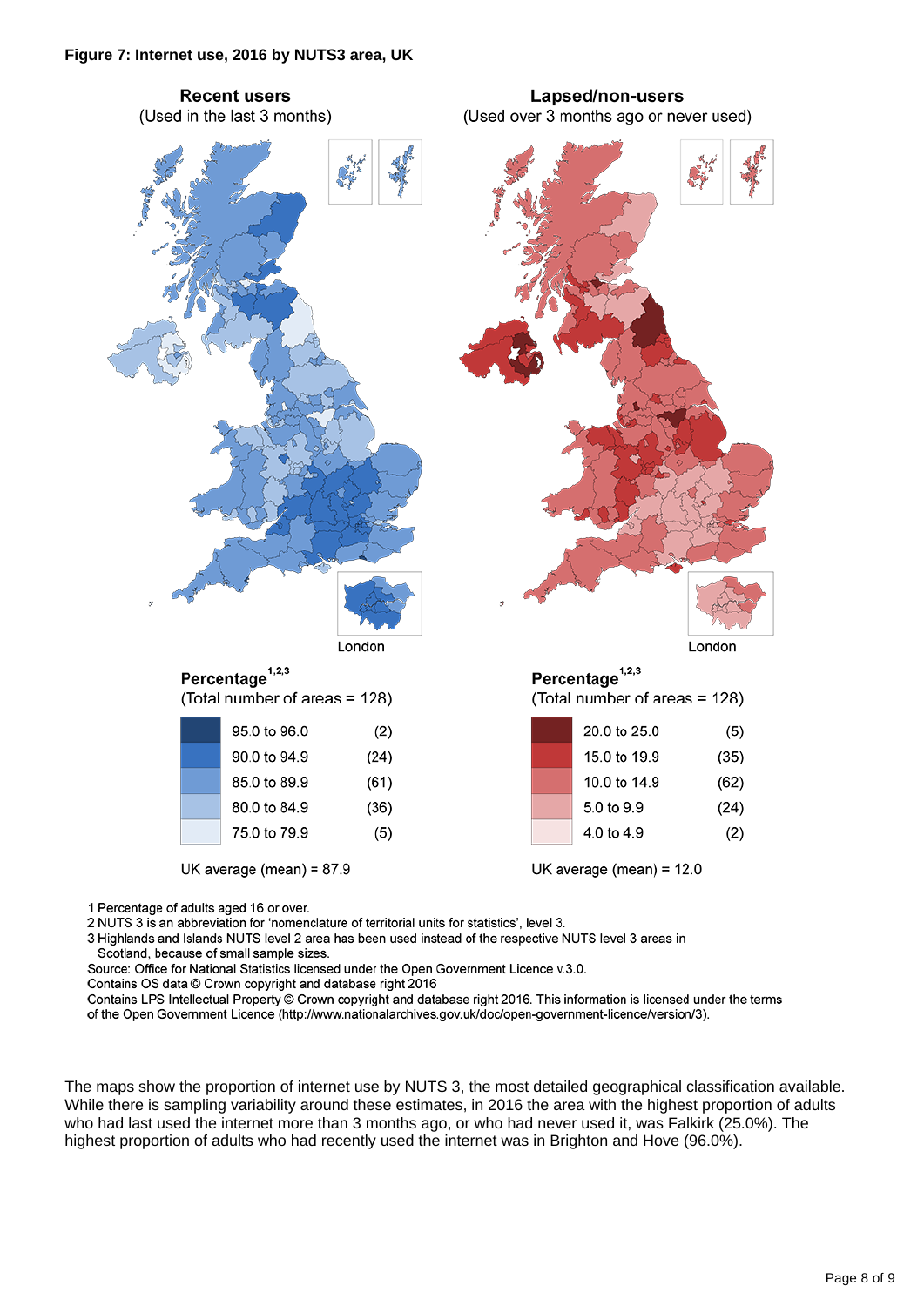**Figure 7: Internet use, 2016 by NUTS3 area, UK**

**Recent users**
(Used in the last 3 months)

**Lapsed/non-users**
(Used over 3 months ago or never used)

London

London

**Percentage**[1,2,3]
(Total number of areas = 128)

| Percentage | Areas |
|---|---|
| 95.0 to 96.0 | (2) |
| 90.0 to 94.9 | (24) |
| 85.0 to 89.9 | (61) |
| 80.0 to 84.9 | (36) |
| 75.0 to 79.9 | (5) |

UK average (mean) = 87.9

**Percentage**[1,2,3]
(Total number of areas = 128)

| Percentage | Areas |
|---|---|
| 20.0 to 25.0 | (5) |
| 15.0 to 19.9 | (35) |
| 10.0 to 14.9 | (62) |
| 5.0 to 9.9 | (24) |
| 4.0 to 4.9 | (2) |

UK average (mean) = 12.0

1 Percentage of adults aged 16 or over.
2 NUTS 3 is an abbreviation for 'nomenclature of territorial units for statistics', level 3.
3 Highlands and Islands NUTS level 2 area has been used instead of the respective NUTS level 3 areas in Scotland, because of small sample sizes.
Source: Office for National Statistics licensed under the Open Government Licence v.3.0.
Contains OS data © Crown copyright and database right 2016
Contains LPS Intellectual Property © Crown copyright and database right 2016. This information is licensed under the terms of the Open Government Licence (http://www.nationalarchives.gov.uk/doc/open-government-licence/version/3).

The maps show the proportion of internet use by NUTS 3, the most detailed geographical classification available. While there is sampling variability around these estimates, in 2016 the area with the highest proportion of adults who had last used the internet more than 3 months ago, or who had never used it, was Falkirk (25.0%). The highest proportion of adults who had recently used the internet was in Brighton and Hove (96.0%).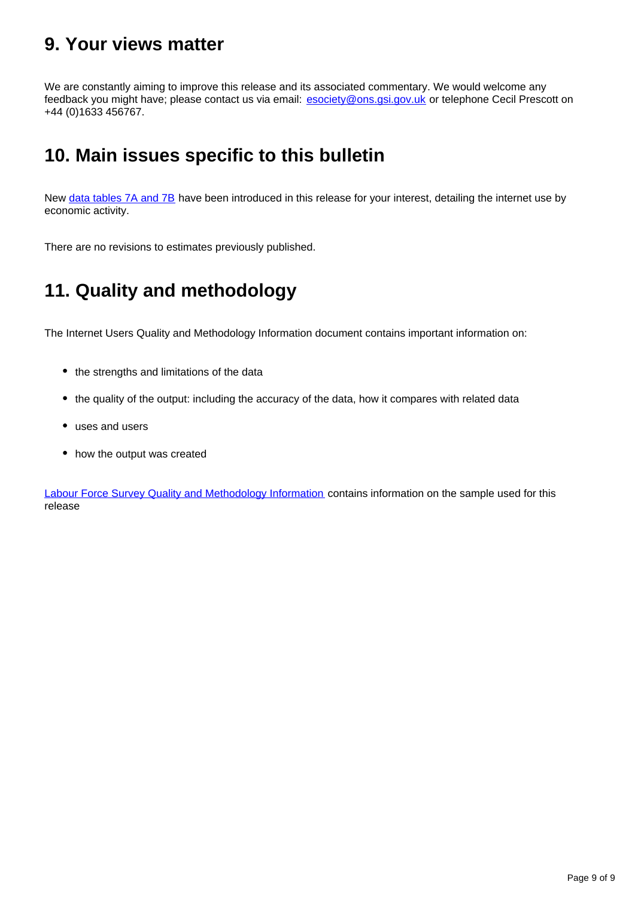## 9. Your views matter

We are constantly aiming to improve this release and its associated commentary. We would welcome any feedback you might have; please contact us via email: [esociety@ons.gsi.gov.uk](mailto:esociety@ons.gsi.gov.uk) or telephone Cecil Prescott on +44 (0)1633 456767.

## 10. Main issues specific to this bulletin

New [data tables 7A and 7B](#) have been introduced in this release for your interest, detailing the internet use by economic activity.

There are no revisions to estimates previously published.

## 11. Quality and methodology

The Internet Users Quality and Methodology Information document contains important information on:

- the strengths and limitations of the data
- the quality of the output: including the accuracy of the data, how it compares with related data
- uses and users
- how the output was created

[Labour Force Survey Quality and Methodology Information](#) contains information on the sample used for this release